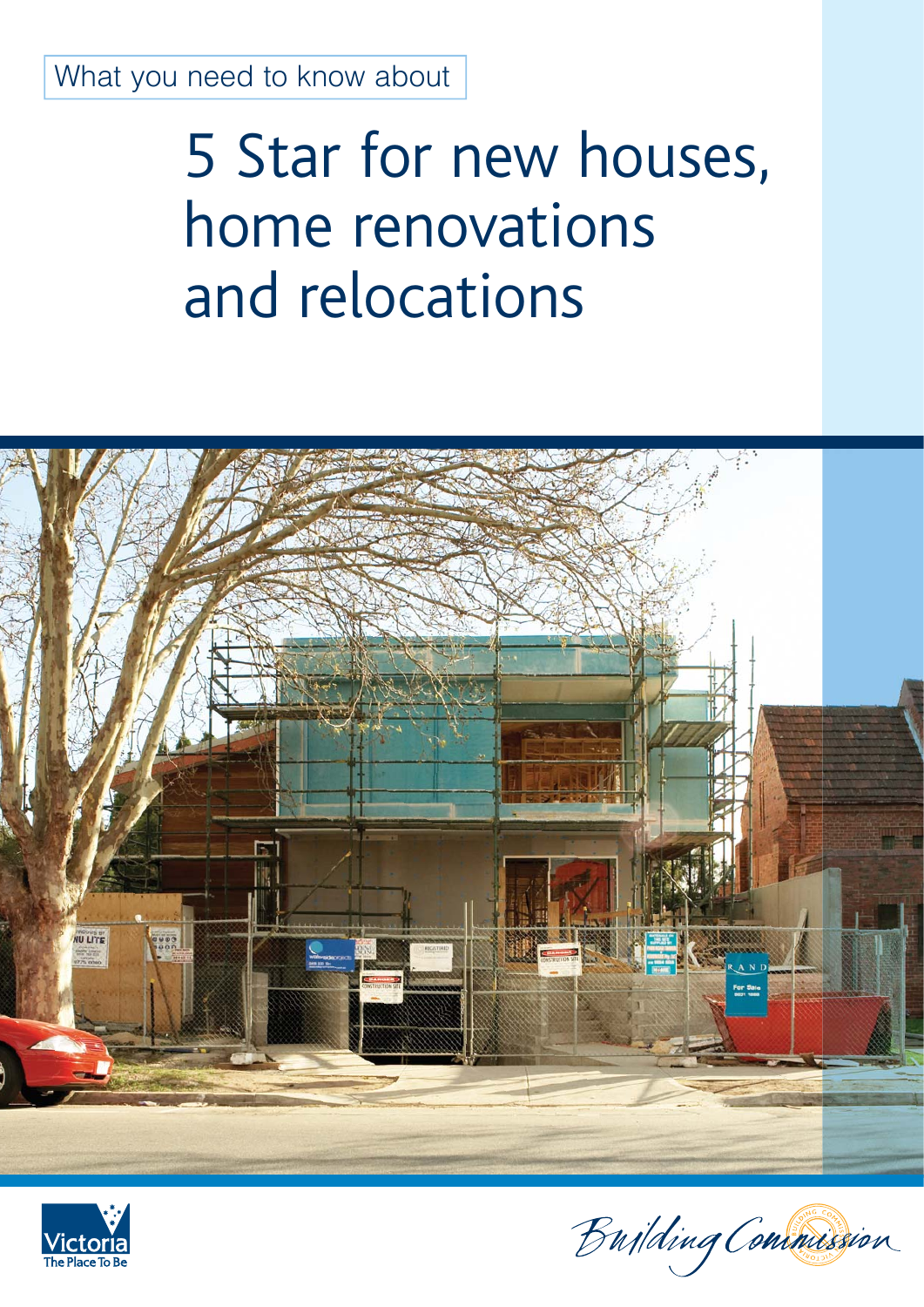What you need to know about

# 5 Star for new houses, home renovations and relocations

Victoria The Place To Be

Building Commission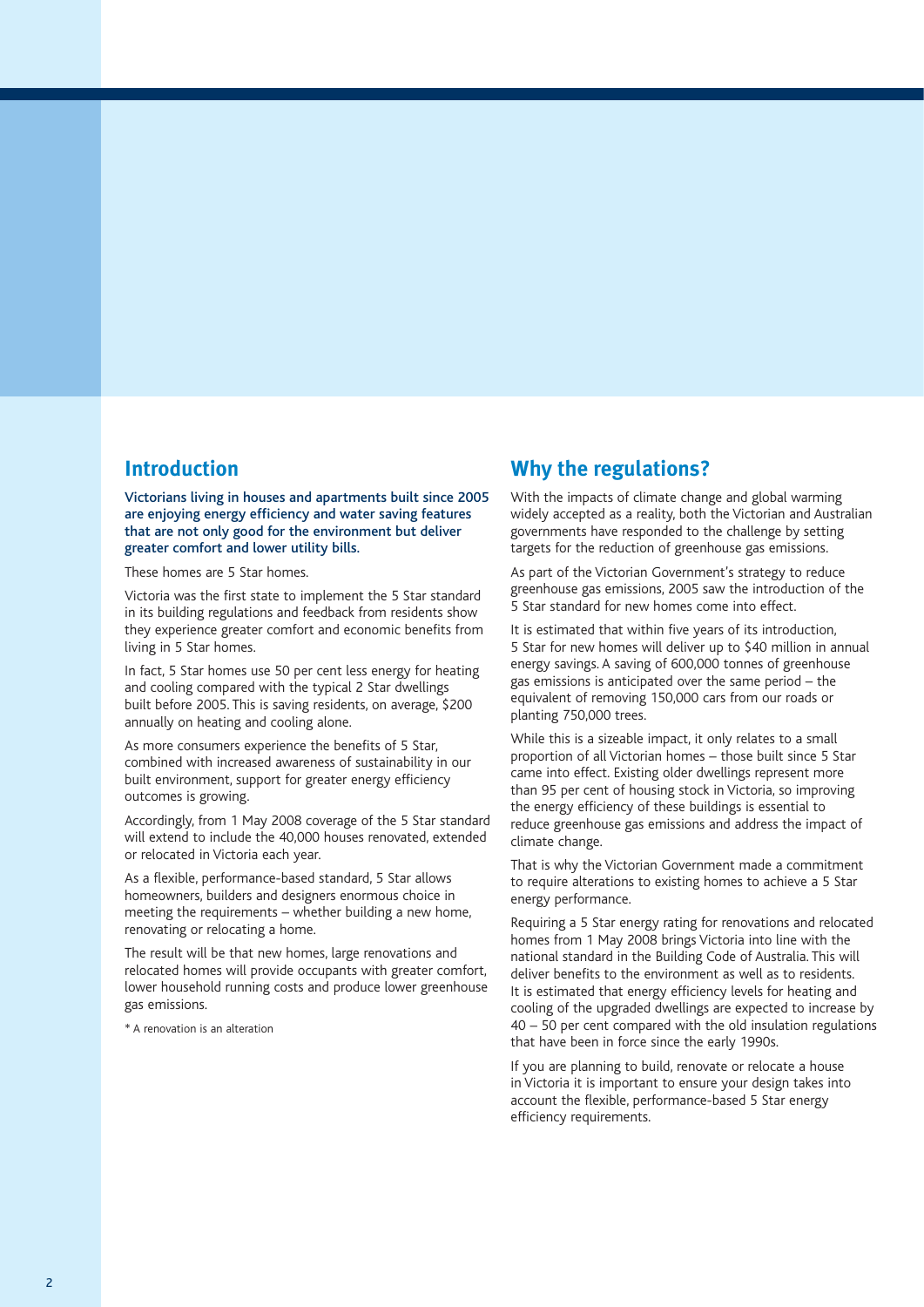## Introduction

**Victorians living in houses and apartments built since 2005 are enjoying energy efficiency and water saving features that are not only good for the environment but deliver greater comfort and lower utility bills.**

These homes are 5 Star homes.

Victoria was the first state to implement the 5 Star standard in its building regulations and feedback from residents show they experience greater comfort and economic benefits from living in 5 Star homes.

In fact, 5 Star homes use 50 per cent less energy for heating and cooling compared with the typical 2 Star dwellings built before 2005. This is saving residents, on average, $200 annually on heating and cooling alone.

As more consumers experience the benefits of 5 Star, combined with increased awareness of sustainability in our built environment, support for greater energy efficiency outcomes is growing.

Accordingly, from 1 May 2008 coverage of the 5 Star standard will extend to include the 40,000 houses renovated, extended or relocated in Victoria each year.

As a flexible, performance-based standard, 5 Star allows homeowners, builders and designers enormous choice in meeting the requirements – whether building a new home, renovating or relocating a home.

The result will be that new homes, large renovations and relocated homes will provide occupants with greater comfort, lower household running costs and produce lower greenhouse gas emissions.

* A renovation is an alteration

## Why the regulations?

With the impacts of climate change and global warming widely accepted as a reality, both the Victorian and Australian governments have responded to the challenge by setting targets for the reduction of greenhouse gas emissions.

As part of the Victorian Government's strategy to reduce greenhouse gas emissions, 2005 saw the introduction of the 5 Star standard for new homes come into effect.

It is estimated that within five years of its introduction, 5 Star for new homes will deliver up to $40 million in annual energy savings. A saving of 600,000 tonnes of greenhouse gas emissions is anticipated over the same period – the equivalent of removing 150,000 cars from our roads or planting 750,000 trees.

While this is a sizeable impact, it only relates to a small proportion of all Victorian homes – those built since 5 Star came into effect. Existing older dwellings represent more than 95 per cent of housing stock in Victoria, so improving the energy efficiency of these buildings is essential to reduce greenhouse gas emissions and address the impact of climate change.

That is why the Victorian Government made a commitment to require alterations to existing homes to achieve a 5 Star energy performance.

Requiring a 5 Star energy rating for renovations and relocated homes from 1 May 2008 brings Victoria into line with the national standard in the Building Code of Australia. This will deliver benefits to the environment as well as to residents. It is estimated that energy efficiency levels for heating and cooling of the upgraded dwellings are expected to increase by 40 – 50 per cent compared with the old insulation regulations that have been in force since the early 1990s.

If you are planning to build, renovate or relocate a house in Victoria it is important to ensure your design takes into account the flexible, performance-based 5 Star energy efficiency requirements.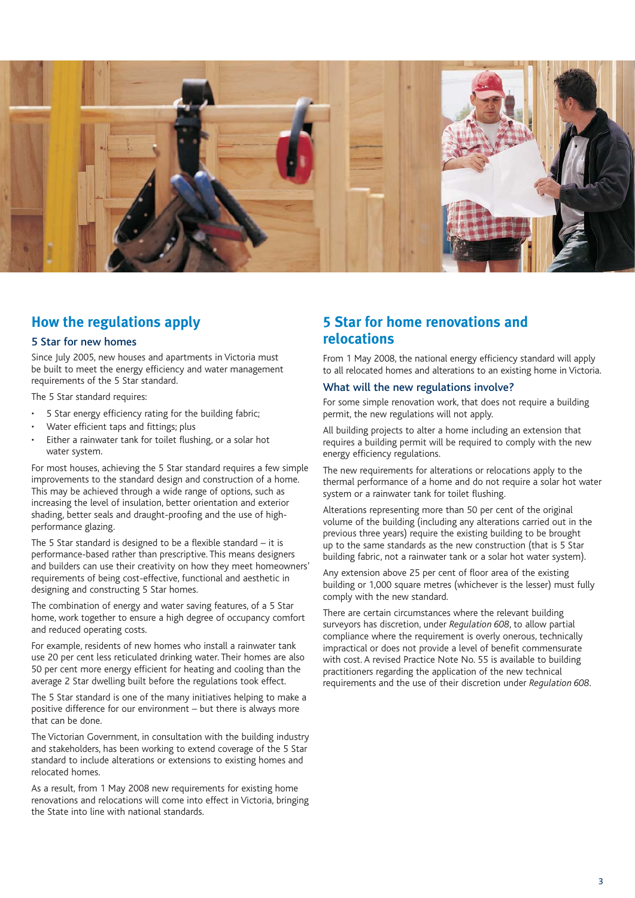## How the regulations apply

### 5 Star for new homes

Since July 2005, new houses and apartments in Victoria must be built to meet the energy efficiency and water management requirements of the 5 Star standard.

The 5 Star standard requires:

- 5 Star energy efficiency rating for the building fabric;
- Water efficient taps and fittings; plus
- Either a rainwater tank for toilet flushing, or a solar hot water system.

For most houses, achieving the 5 Star standard requires a few simple improvements to the standard design and construction of a home. This may be achieved through a wide range of options, such as increasing the level of insulation, better orientation and exterior shading, better seals and draught-proofing and the use of high-performance glazing.

The 5 Star standard is designed to be a flexible standard – it is performance-based rather than prescriptive. This means designers and builders can use their creativity on how they meet homeowners' requirements of being cost-effective, functional and aesthetic in designing and constructing 5 Star homes.

The combination of energy and water saving features, of a 5 Star home, work together to ensure a high degree of occupancy comfort and reduced operating costs.

For example, residents of new homes who install a rainwater tank use 20 per cent less reticulated drinking water. Their homes are also 50 per cent more energy efficient for heating and cooling than the average 2 Star dwelling built before the regulations took effect.

The 5 Star standard is one of the many initiatives helping to make a positive difference for our environment – but there is always more that can be done.

The Victorian Government, in consultation with the building industry and stakeholders, has been working to extend coverage of the 5 Star standard to include alterations or extensions to existing homes and relocated homes.

As a result, from 1 May 2008 new requirements for existing home renovations and relocations will come into effect in Victoria, bringing the State into line with national standards.

## 5 Star for home renovations and relocations

From 1 May 2008, the national energy efficiency standard will apply to all relocated homes and alterations to an existing home in Victoria.

### What will the new regulations involve?

For some simple renovation work, that does not require a building permit, the new regulations will not apply.

All building projects to alter a home including an extension that requires a building permit will be required to comply with the new energy efficiency regulations.

The new requirements for alterations or relocations apply to the thermal performance of a home and do not require a solar hot water system or a rainwater tank for toilet flushing.

Alterations representing more than 50 per cent of the original volume of the building (including any alterations carried out in the previous three years) require the existing building to be brought up to the same standards as the new construction (that is 5 Star building fabric, not a rainwater tank or a solar hot water system).

Any extension above 25 per cent of floor area of the existing building or 1,000 square metres (whichever is the lesser) must fully comply with the new standard.

There are certain circumstances where the relevant building surveyors has discretion, under *Regulation 608*, to allow partial compliance where the requirement is overly onerous, technically impractical or does not provide a level of benefit commensurate with cost. A revised Practice Note No. 55 is available to building practitioners regarding the application of the new technical requirements and the use of their discretion under *Regulation 608*.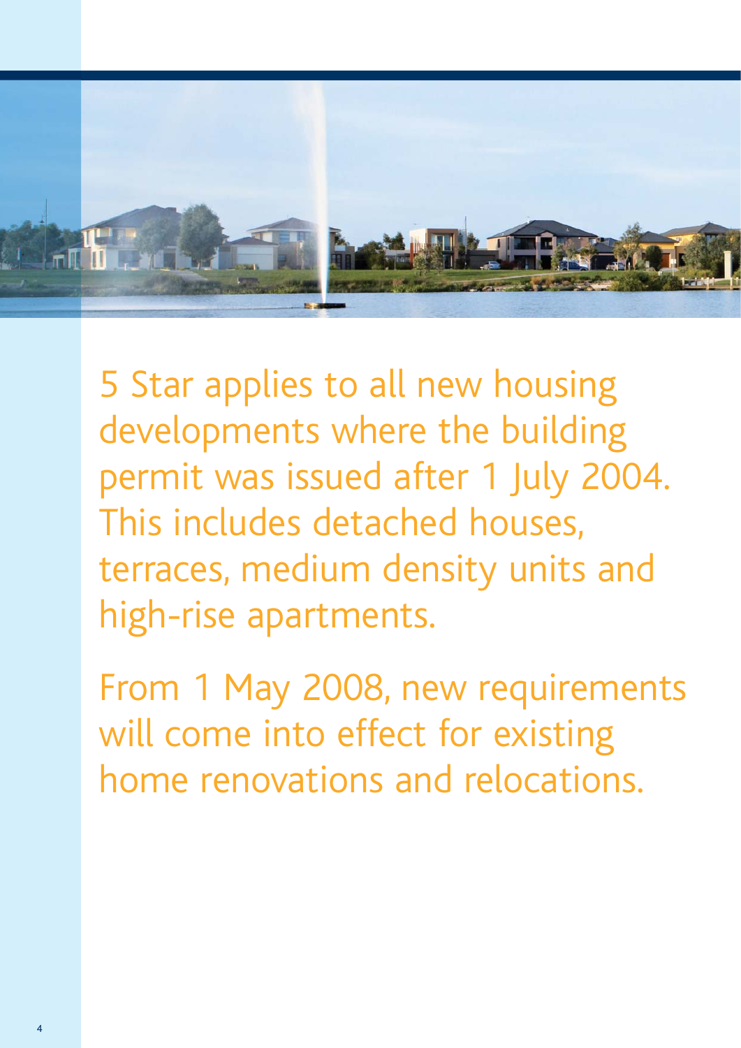5 Star applies to all new housing developments where the building permit was issued after 1 July 2004. This includes detached houses, terraces, medium density units and high-rise apartments.

From 1 May 2008, new requirements will come into effect for existing home renovations and relocations.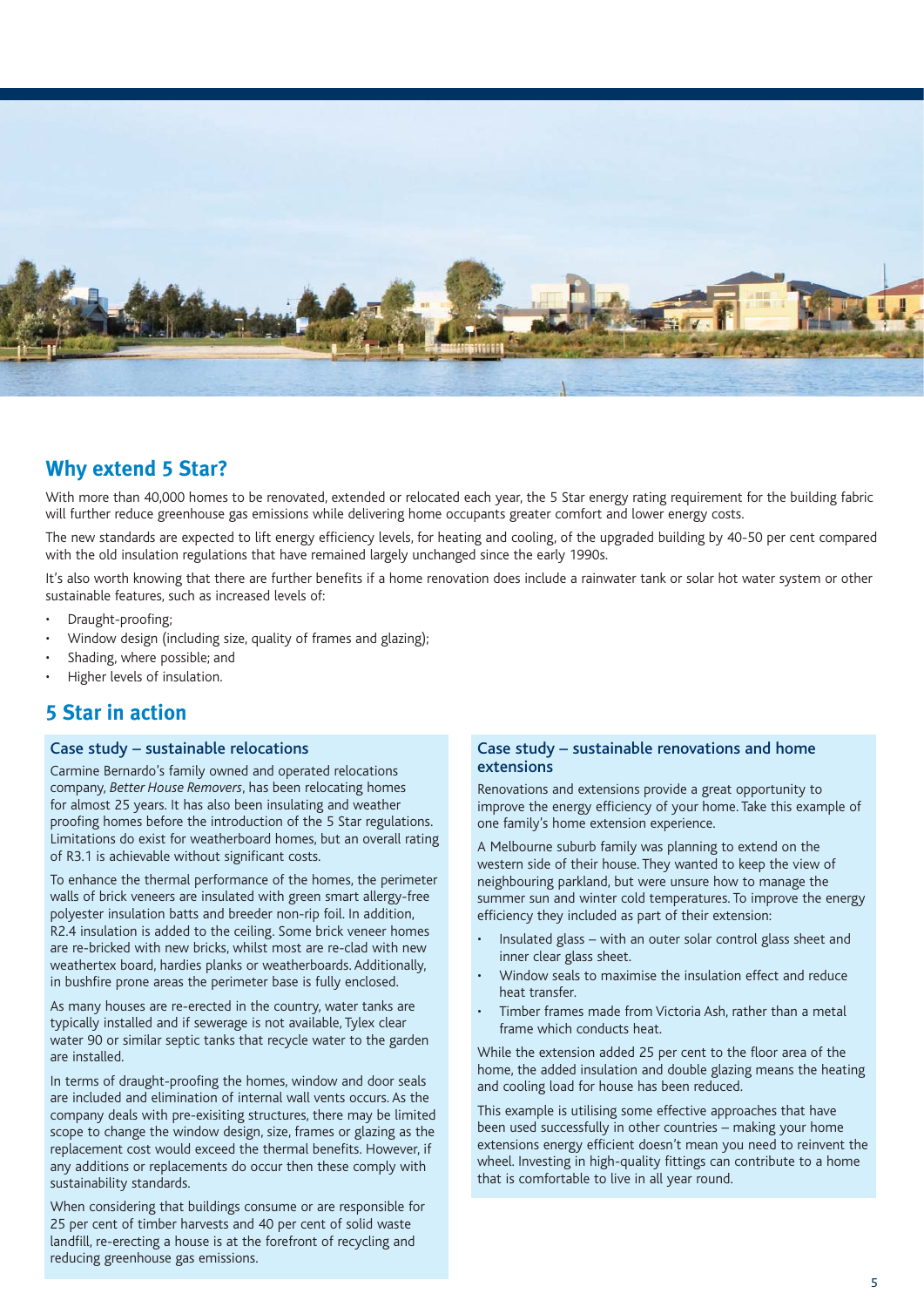## Why extend 5 Star?

With more than 40,000 homes to be renovated, extended or relocated each year, the 5 Star energy rating requirement for the building fabric will further reduce greenhouse gas emissions while delivering home occupants greater comfort and lower energy costs.

The new standards are expected to lift energy efficiency levels, for heating and cooling, of the upgraded building by 40-50 per cent compared with the old insulation regulations that have remained largely unchanged since the early 1990s.

It's also worth knowing that there are further benefits if a home renovation does include a rainwater tank or solar hot water system or other sustainable features, such as increased levels of:

- Draught-proofing;
- Window design (including size, quality of frames and glazing);
- Shading, where possible; and
- Higher levels of insulation.

## 5 Star in action

### Case study – sustainable relocations

Carmine Bernardo's family owned and operated relocations company, *Better House Removers*, has been relocating homes for almost 25 years. It has also been insulating and weather proofing homes before the introduction of the 5 Star regulations. Limitations do exist for weatherboard homes, but an overall rating of R3.1 is achievable without significant costs.

To enhance the thermal performance of the homes, the perimeter walls of brick veneers are insulated with green smart allergy-free polyester insulation batts and breeder non-rip foil. In addition, R2.4 insulation is added to the ceiling. Some brick veneer homes are re-bricked with new bricks, whilst most are re-clad with new weathertex board, hardies planks or weatherboards. Additionally, in bushfire prone areas the perimeter base is fully enclosed.

As many houses are re-erected in the country, water tanks are typically installed and if sewerage is not available, Tylex clear water 90 or similar septic tanks that recycle water to the garden are installed.

In terms of draught-proofing the homes, window and door seals are included and elimination of internal wall vents occurs. As the company deals with pre-exisiting structures, there may be limited scope to change the window design, size, frames or glazing as the replacement cost would exceed the thermal benefits. However, if any additions or replacements do occur then these comply with sustainability standards.

When considering that buildings consume or are responsible for 25 per cent of timber harvests and 40 per cent of solid waste landfill, re-erecting a house is at the forefront of recycling and reducing greenhouse gas emissions.

### Case study – sustainable renovations and home extensions

Renovations and extensions provide a great opportunity to improve the energy efficiency of your home. Take this example of one family's home extension experience.

A Melbourne suburb family was planning to extend on the western side of their house. They wanted to keep the view of neighbouring parkland, but were unsure how to manage the summer sun and winter cold temperatures. To improve the energy efficiency they included as part of their extension:

- Insulated glass – with an outer solar control glass sheet and inner clear glass sheet.
- Window seals to maximise the insulation effect and reduce heat transfer.
- Timber frames made from Victoria Ash, rather than a metal frame which conducts heat.

While the extension added 25 per cent to the floor area of the home, the added insulation and double glazing means the heating and cooling load for house has been reduced.

This example is utilising some effective approaches that have been used successfully in other countries – making your home extensions energy efficient doesn't mean you need to reinvent the wheel. Investing in high-quality fittings can contribute to a home that is comfortable to live in all year round.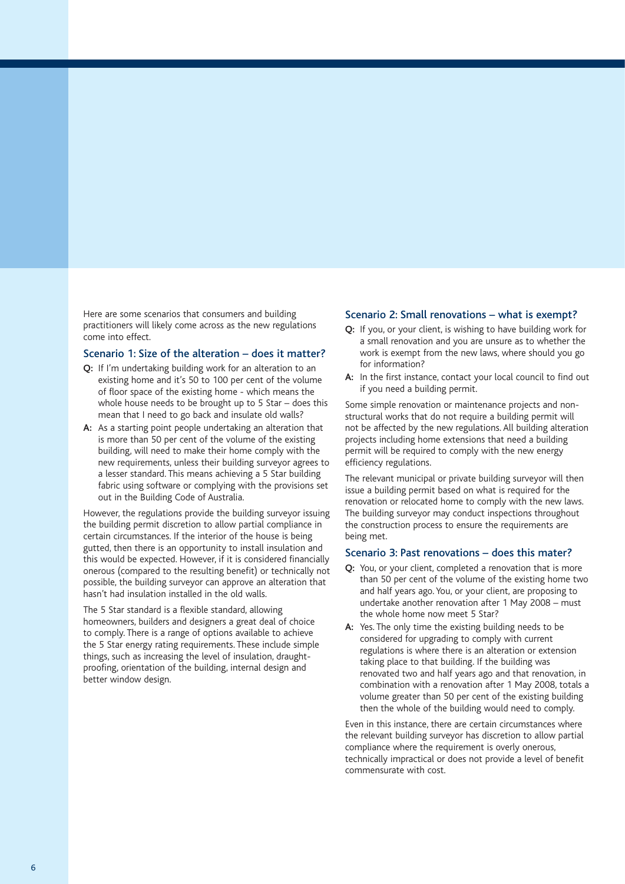Here are some scenarios that consumers and building practitioners will likely come across as the new regulations come into effect.

### Scenario 1: Size of the alteration – does it matter?

**Q:** If I'm undertaking building work for an alteration to an existing home and it's 50 to 100 per cent of the volume of floor space of the existing home - which means the whole house needs to be brought up to 5 Star – does this mean that I need to go back and insulate old walls?

**A:** As a starting point people undertaking an alteration that is more than 50 per cent of the volume of the existing building, will need to make their home comply with the new requirements, unless their building surveyor agrees to a lesser standard. This means achieving a 5 Star building fabric using software or complying with the provisions set out in the Building Code of Australia.

However, the regulations provide the building surveyor issuing the building permit discretion to allow partial compliance in certain circumstances. If the interior of the house is being gutted, then there is an opportunity to install insulation and this would be expected. However, if it is considered financially onerous (compared to the resulting benefit) or technically not possible, the building surveyor can approve an alteration that hasn't had insulation installed in the old walls.

The 5 Star standard is a flexible standard, allowing homeowners, builders and designers a great deal of choice to comply. There is a range of options available to achieve the 5 Star energy rating requirements. These include simple things, such as increasing the level of insulation, draught-proofing, orientation of the building, internal design and better window design.

### Scenario 2: Small renovations – what is exempt?

**Q:** If you, or your client, is wishing to have building work for a small renovation and you are unsure as to whether the work is exempt from the new laws, where should you go for information?

**A:** In the first instance, contact your local council to find out if you need a building permit.

Some simple renovation or maintenance projects and non-structural works that do not require a building permit will not be affected by the new regulations. All building alteration projects including home extensions that need a building permit will be required to comply with the new energy efficiency regulations.

The relevant municipal or private building surveyor will then issue a building permit based on what is required for the renovation or relocated home to comply with the new laws. The building surveyor may conduct inspections throughout the construction process to ensure the requirements are being met.

### Scenario 3: Past renovations – does this mater?

**Q:** You, or your client, completed a renovation that is more than 50 per cent of the volume of the existing home two and half years ago. You, or your client, are proposing to undertake another renovation after 1 May 2008 – must the whole home now meet 5 Star?

**A:** Yes. The only time the existing building needs to be considered for upgrading to comply with current regulations is where there is an alteration or extension taking place to that building. If the building was renovated two and half years ago and that renovation, in combination with a renovation after 1 May 2008, totals a volume greater than 50 per cent of the existing building then the whole of the building would need to comply.

Even in this instance, there are certain circumstances where the relevant building surveyor has discretion to allow partial compliance where the requirement is overly onerous, technically impractical or does not provide a level of benefit commensurate with cost.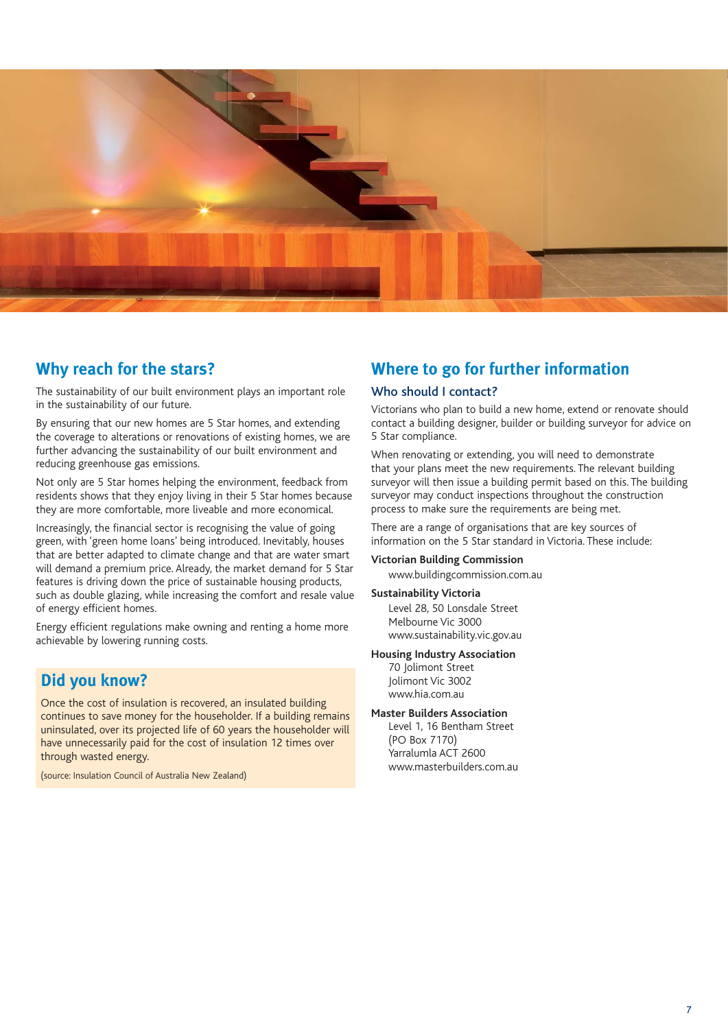## Why reach for the stars?

The sustainability of our built environment plays an important role in the sustainability of our future.

By ensuring that our new homes are 5 Star homes, and extending the coverage to alterations or renovations of existing homes, we are further advancing the sustainability of our built environment and reducing greenhouse gas emissions.

Not only are 5 Star homes helping the environment, feedback from residents shows that they enjoy living in their 5 Star homes because they are more comfortable, more liveable and more economical.

Increasingly, the financial sector is recognising the value of going green, with 'green home loans' being introduced. Inevitably, houses that are better adapted to climate change and that are water smart will demand a premium price. Already, the market demand for 5 Star features is driving down the price of sustainable housing products, such as double glazing, while increasing the comfort and resale value of energy efficient homes.

Energy efficient regulations make owning and renting a home more achievable by lowering running costs.

## Did you know?

Once the cost of insulation is recovered, an insulated building continues to save money for the householder. If a building remains uninsulated, over its projected life of 60 years the householder will have unnecessarily paid for the cost of insulation 12 times over through wasted energy.

(source: Insulation Council of Australia New Zealand)

## Where to go for further information

### Who should I contact?

Victorians who plan to build a new home, extend or renovate should contact a building designer, builder or building surveyor for advice on 5 Star compliance.

When renovating or extending, you will need to demonstrate that your plans meet the new requirements. The relevant building surveyor will then issue a building permit based on this. The building surveyor may conduct inspections throughout the construction process to make sure the requirements are being met.

There are a range of organisations that are key sources of information on the 5 Star standard in Victoria. These include:

**Victorian Building Commission**
www.buildingcommission.com.au

**Sustainability Victoria**
Level 28, 50 Lonsdale Street
Melbourne Vic 3000
www.sustainability.vic.gov.au

**Housing Industry Association**
70 Jolimont Street
Jolimont Vic 3002
www.hia.com.au

**Master Builders Association**
Level 1, 16 Bentham Street
(PO Box 7170)
Yarralumla ACT 2600
www.masterbuilders.com.au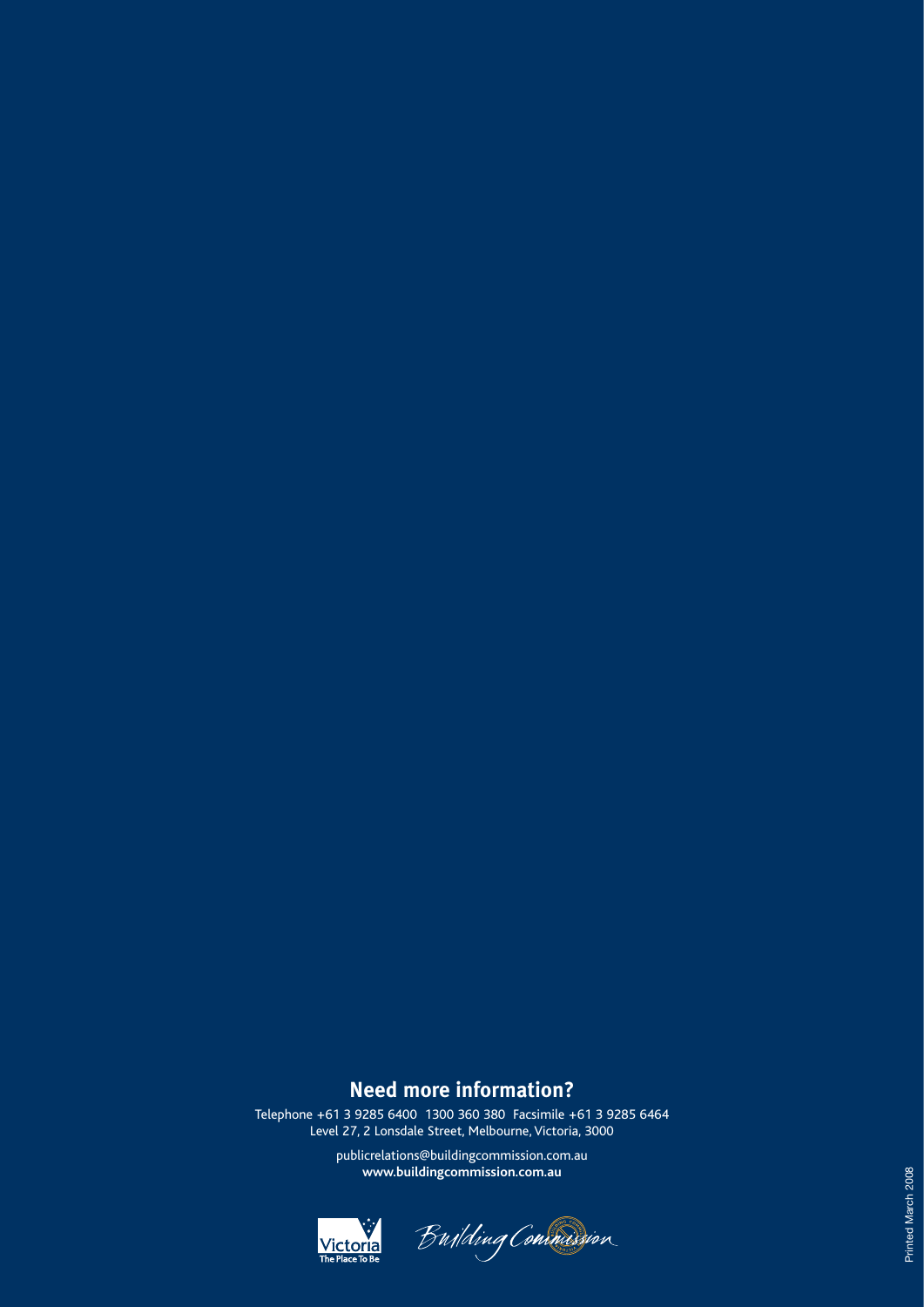## Need more information?

Telephone +61 3 9285 6400 1300 360 380 Facsimile +61 3 9285 6464
Level 27, 2 Lonsdale Street, Melbourne, Victoria, 3000

publicrelations@buildingcommission.com.au
**www.buildingcommission.com.au**

Victoria
The Place To Be

Building Commission

Printed March 2008